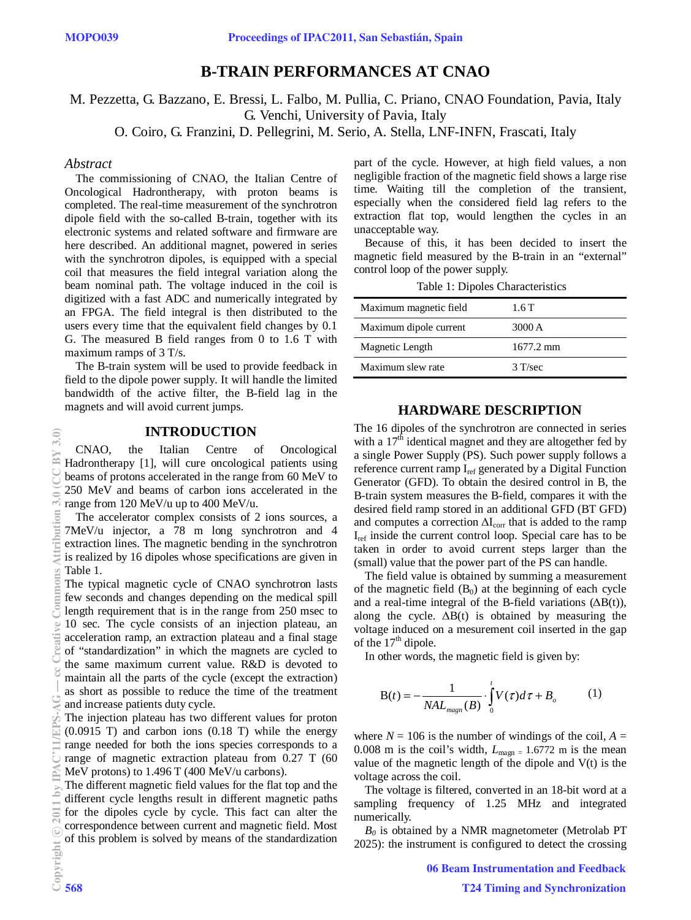# B-TRAIN PERFORMANCES AT CNAO

M. Pezzetta, G. Bazzano, E. Bressi, L. Falbo, M. Pullia, C. Priano, CNAO Foundation, Pavia, Italy
G. Venchi, University of Pavia, Italy
O. Coiro, G. Franzini, D. Pellegrini, M. Serio, A. Stella, LNF-INFN, Frascati, Italy

## *Abstract*

The commissioning of CNAO, the Italian Centre of Oncological Hadrontherapy, with proton beams is completed. The real-time measurement of the synchrotron dipole field with the so-called B-train, together with its electronic systems and related software and firmware are here described. An additional magnet, powered in series with the synchrotron dipoles, is equipped with a special coil that measures the field integral variation along the beam nominal path. The voltage induced in the coil is digitized with a fast ADC and numerically integrated by an FPGA. The field integral is then distributed to the users every time that the equivalent field changes by 0.1 G. The measured B field ranges from 0 to 1.6 T with maximum ramps of 3 T/s.

The B-train system will be used to provide feedback in field to the dipole power supply. It will handle the limited bandwidth of the active filter, the B-field lag in the magnets and will avoid current jumps.

## INTRODUCTION

CNAO, the Italian Centre of Oncological Hadrontherapy [1], will cure oncological patients using beams of protons accelerated in the range from 60 MeV to 250 MeV and beams of carbon ions accelerated in the range from 120 MeV/u up to 400 MeV/u.

The accelerator complex consists of 2 ions sources, a 7MeV/u injector, a 78 m long synchrotron and 4 extraction lines. The magnetic bending in the synchrotron is realized by 16 dipoles whose specifications are given in Table 1.

The typical magnetic cycle of CNAO synchrotron lasts few seconds and changes depending on the medical spill length requirement that is in the range from 250 msec to 10 sec. The cycle consists of an injection plateau, an acceleration ramp, an extraction plateau and a final stage of "standardization" in which the magnets are cycled to the same maximum current value. R&D is devoted to maintain all the parts of the cycle (except the extraction) as short as possible to reduce the time of the treatment and increase patients duty cycle.

The injection plateau has two different values for proton (0.0915 T) and carbon ions (0.18 T) while the energy range needed for both the ions species corresponds to a range of magnetic extraction plateau from 0.27 T (60 MeV protons) to 1.496 T (400 MeV/u carbons).

The different magnetic field values for the flat top and the different cycle lengths result in different magnetic paths for the dipoles cycle by cycle. This fact can alter the correspondence between current and magnetic field. Most of this problem is solved by means of the standardization part of the cycle. However, at high field values, a non negligible fraction of the magnetic field shows a large rise time. Waiting till the completion of the transient, especially when the considered field lag refers to the extraction flat top, would lengthen the cycles in an unacceptable way.

Because of this, it has been decided to insert the magnetic field measured by the B-train in an "external" control loop of the power supply.

Table 1: Dipoles Characteristics

| | |
|---|---|
| Maximum magnetic field | 1.6 T |
| Maximum dipole current | 3000 A |
| Magnetic Length | 1677.2 mm |
| Maximum slew rate | 3 T/sec |

## HARDWARE DESCRIPTION

The 16 dipoles of the synchrotron are connected in series with a 17th identical magnet and they are altogether fed by a single Power Supply (PS). Such power supply follows a reference current ramp $I_{ref}$ generated by a Digital Function Generator (GFD). To obtain the desired control in B, the B-train system measures the B-field, compares it with the desired field ramp stored in an additional GFD (BT GFD) and computes a correction $\Delta I_{corr}$ that is added to the ramp $I_{ref}$ inside the current control loop. Special care has to be taken in order to avoid current steps larger than the (small) value that the power part of the PS can handle.

The field value is obtained by summing a measurement of the magnetic field ($B_0$) at the beginning of each cycle and a real-time integral of the B-field variations ($\Delta B(t)$), along the cycle. $\Delta B(t)$ is obtained by measuring the voltage induced on a mesurement coil inserted in the gap of the 17th dipole.

In other words, the magnetic field is given by:

$$\mathrm{B}(t) = -\frac{1}{NAL_{magn}(B)} \cdot \int_0^t V(\tau)d\tau + B_o \qquad (1)$$

where $N = 106$ is the number of windings of the coil, $A = 0.008$ m is the coil's width, $L_{magn} = 1.6772$ m is the mean value of the magnetic length of the dipole and V(t) is the voltage across the coil.

The voltage is filtered, converted in an 18-bit word at a sampling frequency of 1.25 MHz and integrated numerically.

$B_0$ is obtained by a NMR magnetometer (Metrolab PT 2025): the instrument is configured to detect the crossing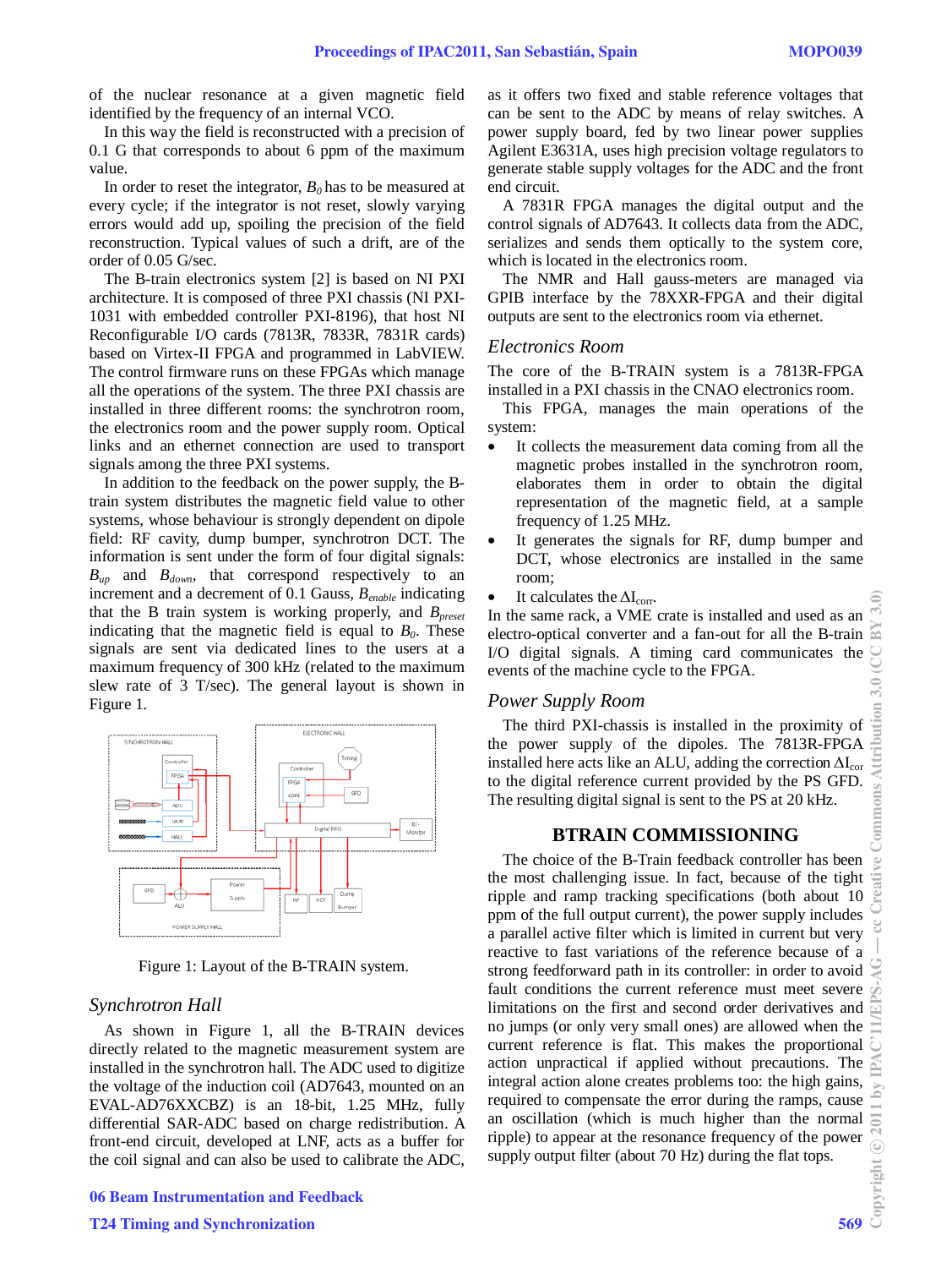of the nuclear resonance at a given magnetic field identified by the frequency of an internal VCO.

In this way the field is reconstructed with a precision of 0.1 G that corresponds to about 6 ppm of the maximum value.

In order to reset the integrator, $B_0$ has to be measured at every cycle; if the integrator is not reset, slowly varying errors would add up, spoiling the precision of the field reconstruction. Typical values of such a drift, are of the order of 0.05 G/sec.

The B-train electronics system [2] is based on NI PXI architecture. It is composed of three PXI chassis (NI PXI-1031 with embedded controller PXI-8196), that host NI Reconfigurable I/O cards (7813R, 7833R, 7831R cards) based on Virtex-II FPGA and programmed in LabVIEW. The control firmware runs on these FPGAs which manage all the operations of the system. The three PXI chassis are installed in three different rooms: the synchrotron room, the electronics room and the power supply room. Optical links and an ethernet connection are used to transport signals among the three PXI systems.

In addition to the feedback on the power supply, the B-train system distributes the magnetic field value to other systems, whose behaviour is strongly dependent on dipole field: RF cavity, dump bumper, synchrotron DCT. The information is sent under the form of four digital signals: $B_{up}$ and $B_{down}$, that correspond respectively to an increment and a decrement of 0.1 Gauss, $B_{enable}$ indicating that the B train system is working properly, and $B_{preset}$ indicating that the magnetic field is equal to $B_0$. These signals are sent via dedicated lines to the users at a maximum frequency of 300 kHz (related to the maximum slew rate of 3 T/sec). The general layout is shown in Figure 1.

Figure 1: Layout of the B-TRAIN system.

### Synchrotron Hall

As shown in Figure 1, all the B-TRAIN devices directly related to the magnetic measurement system are installed in the synchrotron hall. The ADC used to digitize the voltage of the induction coil (AD7643, mounted on an EVAL-AD76XXCBZ) is an 18-bit, 1.25 MHz, fully differential SAR-ADC based on charge redistribution. A front-end circuit, developed at LNF, acts as a buffer for the coil signal and can also be used to calibrate the ADC, as it offers two fixed and stable reference voltages that can be sent to the ADC by means of relay switches. A power supply board, fed by two linear power supplies Agilent E3631A, uses high precision voltage regulators to generate stable supply voltages for the ADC and the front end circuit.

A 7831R FPGA manages the digital output and the control signals of AD7643. It collects data from the ADC, serializes and sends them optically to the system core, which is located in the electronics room.

The NMR and Hall gauss-meters are managed via GPIB interface by the 78XXR-FPGA and their digital outputs are sent to the electronics room via ethernet.

### Electronics Room

The core of the B-TRAIN system is a 7813R-FPGA installed in a PXI chassis in the CNAO electronics room.

This FPGA, manages the main operations of the system:

- It collects the measurement data coming from all the magnetic probes installed in the synchrotron room, elaborates them in order to obtain the digital representation of the magnetic field, at a sample frequency of 1.25 MHz.
- It generates the signals for RF, dump bumper and DCT, whose electronics are installed in the same room;
- It calculates the $\Delta I_{corr}$.

In the same rack, a VME crate is installed and used as an electro-optical converter and a fan-out for all the B-train I/O digital signals. A timing card communicates the events of the machine cycle to the FPGA.

### Power Supply Room

The third PXI-chassis is installed in the proximity of the power supply of the dipoles. The 7813R-FPGA installed here acts like an ALU, adding the correction $\Delta I_{cor}$ to the digital reference current provided by the PS GFD. The resulting digital signal is sent to the PS at 20 kHz.

## BTRAIN COMMISSIONING

The choice of the B-Train feedback controller has been the most challenging issue. In fact, because of the tight ripple and ramp tracking specifications (both about 10 ppm of the full output current), the power supply includes a parallel active filter which is limited in current but very reactive to fast variations of the reference because of a strong feedforward path in its controller: in order to avoid fault conditions the current reference must meet severe limitations on the first and second order derivatives and no jumps (or only very small ones) are allowed when the current reference is flat. This makes the proportional action unpractical if applied without precautions. The integral action alone creates problems too: the high gains, required to compensate the error during the ramps, cause an oscillation (which is much higher than the normal ripple) to appear at the resonance frequency of the power supply output filter (about 70 Hz) during the flat tops.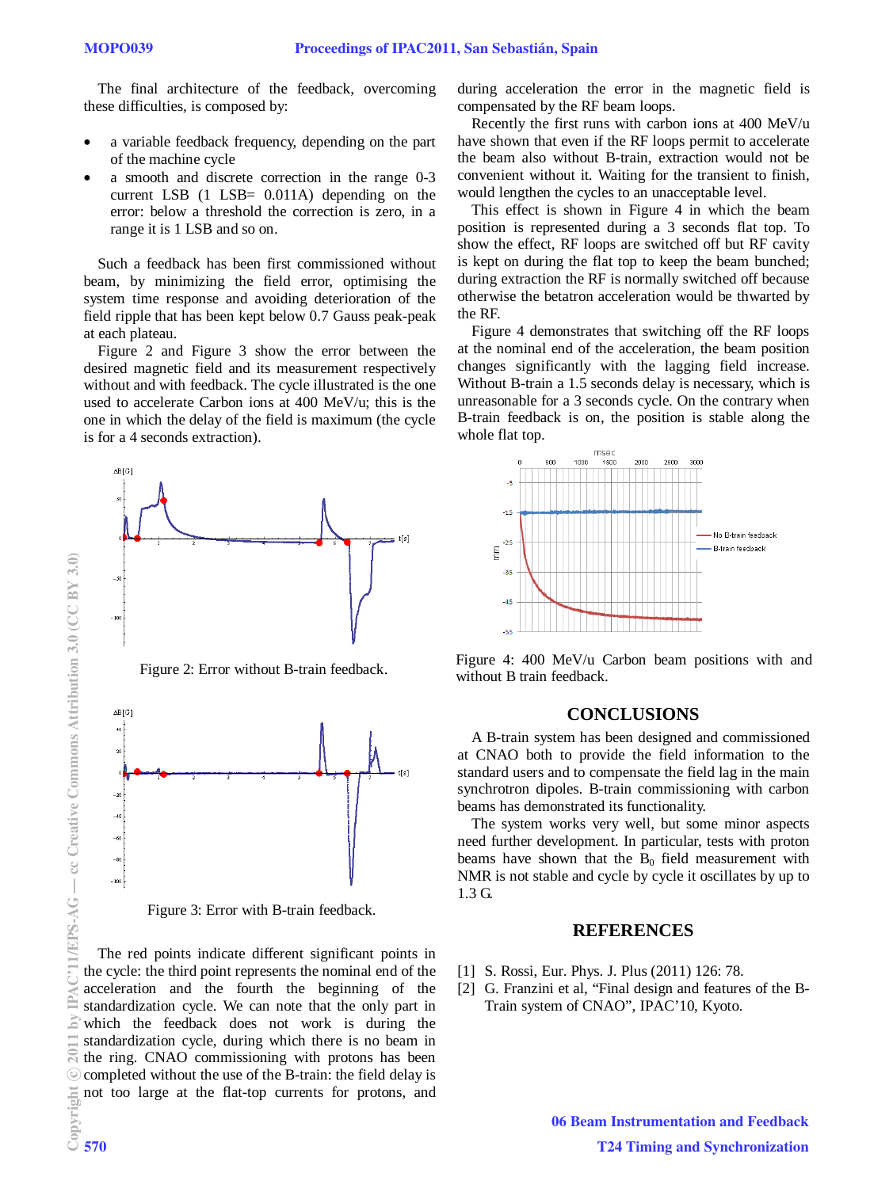The final architecture of the feedback, overcoming these difficulties, is composed by:

- a variable feedback frequency, depending on the part of the machine cycle
- a smooth and discrete correction in the range 0-3 current LSB (1 LSB= 0.011A) depending on the error: below a threshold the correction is zero, in a range it is 1 LSB and so on.

Such a feedback has been first commissioned without beam, by minimizing the field error, optimising the system time response and avoiding deterioration of the field ripple that has been kept below 0.7 Gauss peak-peak at each plateau.

Figure 2 and Figure 3 show the error between the desired magnetic field and its measurement respectively without and with feedback. The cycle illustrated is the one used to accelerate Carbon ions at 400 MeV/u; this is the one in which the delay of the field is maximum (the cycle is for a 4 seconds extraction).

ΔB[G]
50
0
-50
-100
1 2 3 4 5 6 7 t[s]

Figure 2: Error without B-train feedback.

ΔB[G]
40
20
0
-20
-40
-60
-80
-100
1 2 3 4 5 6 7 t[s]

Figure 3: Error with B-train feedback.

The red points indicate different significant points in the cycle: the third point represents the nominal end of the acceleration and the fourth the beginning of the standardization cycle. We can note that the only part in which the feedback does not work is during the standardization cycle, during which there is no beam in the ring. CNAO commissioning with protons has been completed without the use of the B-train: the field delay is not too large at the flat-top currents for protons, and during acceleration the error in the magnetic field is compensated by the RF beam loops.

Recently the first runs with carbon ions at 400 MeV/u have shown that even if the RF loops permit to accelerate the beam also without B-train, extraction would not be convenient without it. Waiting for the transient to finish, would lengthen the cycles to an unacceptable level.

This effect is shown in Figure 4 in which the beam position is represented during a 3 seconds flat top. To show the effect, RF loops are switched off but RF cavity is kept on during the flat top to keep the beam bunched; during extraction the RF is normally switched off because otherwise the betatron acceleration would be thwarted by the RF.

Figure 4 demonstrates that switching off the RF loops at the nominal end of the acceleration, the beam position changes significantly with the lagging field increase. Without B-train a 1.5 seconds delay is necessary, which is unreasonable for a 3 seconds cycle. On the contrary when B-train feedback is on, the position is stable along the whole flat top.

msec
0 500 1000 1500 2000 2500 3000
-5
-15
-25
-35
-45
-55
mm
No B-train feedback
B-train feedback

Figure 4: 400 MeV/u Carbon beam positions with and without B train feedback.

## CONCLUSIONS

A B-train system has been designed and commissioned at CNAO both to provide the field information to the standard users and to compensate the field lag in the main synchrotron dipoles. B-train commissioning with carbon beams has demonstrated its functionality.

The system works very well, but some minor aspects need further development. In particular, tests with proton beams have shown that the $B_0$ field measurement with NMR is not stable and cycle by cycle it oscillates by up to 1.3 G.

## REFERENCES

[1] S. Rossi, Eur. Phys. J. Plus (2011) 126: 78.

[2] G. Franzini et al, "Final design and features of the B-Train system of CNAO", IPAC'10, Kyoto.